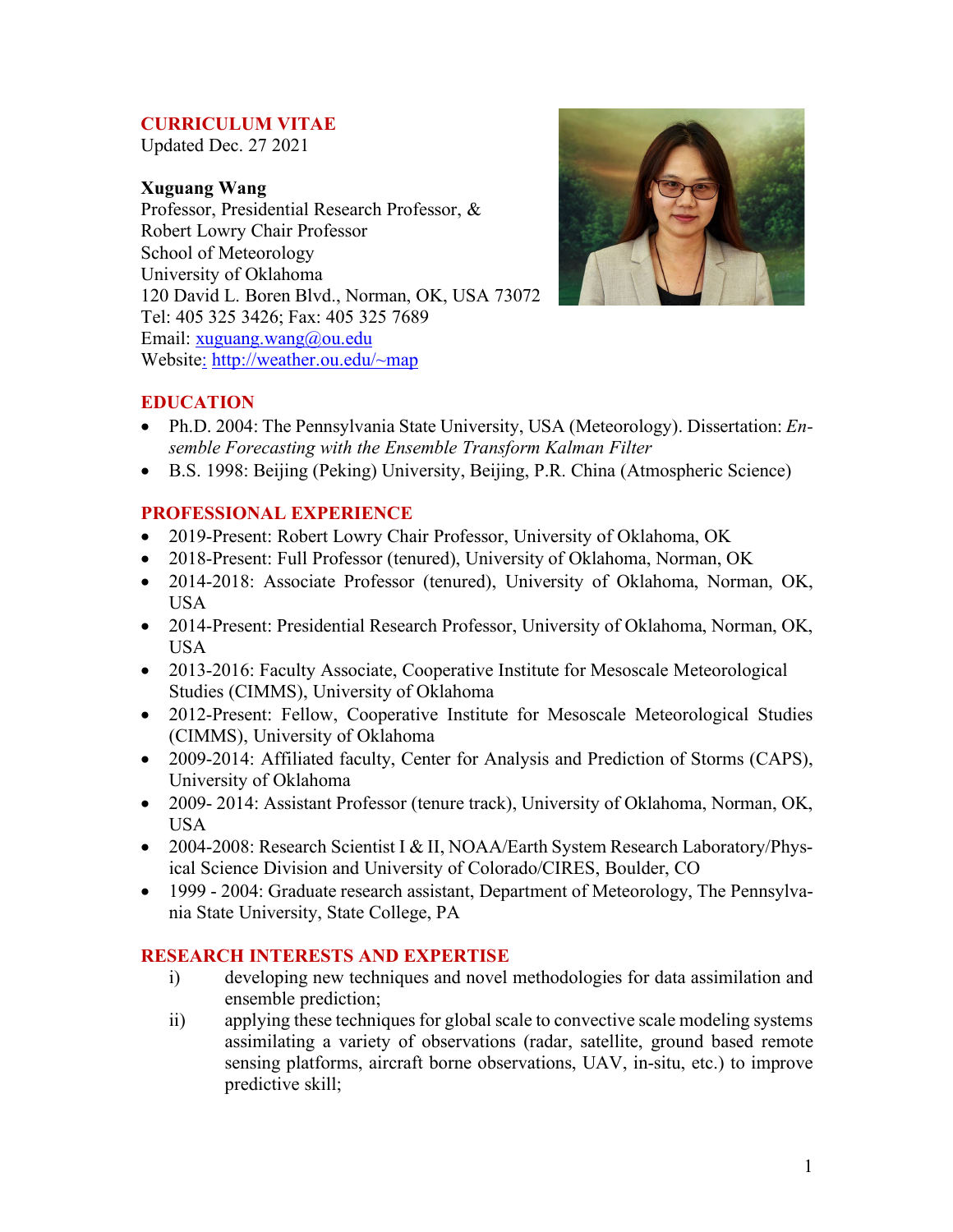## CURRICULUM VITAE

Updated Dec. 27 2021

**Xuguang Wang**
Professor, Presidential Research Professor, &
Robert Lowry Chair Professor
School of Meteorology
University of Oklahoma
120 David L. Boren Blvd., Norman, OK, USA 73072
Tel: 405 325 3426; Fax: 405 325 7689
Email: xuguang.wang@ou.edu
Website: http://weather.ou.edu/~map

## EDUCATION

- Ph.D. 2004: The Pennsylvania State University, USA (Meteorology). Dissertation: *Ensemble Forecasting with the Ensemble Transform Kalman Filter*
- B.S. 1998: Beijing (Peking) University, Beijing, P.R. China (Atmospheric Science)

## PROFESSIONAL EXPERIENCE

- 2019-Present: Robert Lowry Chair Professor, University of Oklahoma, OK
- 2018-Present: Full Professor (tenured), University of Oklahoma, Norman, OK
- 2014-2018: Associate Professor (tenured), University of Oklahoma, Norman, OK, USA
- 2014-Present: Presidential Research Professor, University of Oklahoma, Norman, OK, USA
- 2013-2016: Faculty Associate, Cooperative Institute for Mesoscale Meteorological Studies (CIMMS), University of Oklahoma
- 2012-Present: Fellow, Cooperative Institute for Mesoscale Meteorological Studies (CIMMS), University of Oklahoma
- 2009-2014: Affiliated faculty, Center for Analysis and Prediction of Storms (CAPS), University of Oklahoma
- 2009- 2014: Assistant Professor (tenure track), University of Oklahoma, Norman, OK, USA
- 2004-2008: Research Scientist I & II, NOAA/Earth System Research Laboratory/Physical Science Division and University of Colorado/CIRES, Boulder, CO
- 1999 - 2004: Graduate research assistant, Department of Meteorology, The Pennsylvania State University, State College, PA

## RESEARCH INTERESTS AND EXPERTISE

i) developing new techniques and novel methodologies for data assimilation and ensemble prediction;

ii) applying these techniques for global scale to convective scale modeling systems assimilating a variety of observations (radar, satellite, ground based remote sensing platforms, aircraft borne observations, UAV, in-situ, etc.) to improve predictive skill;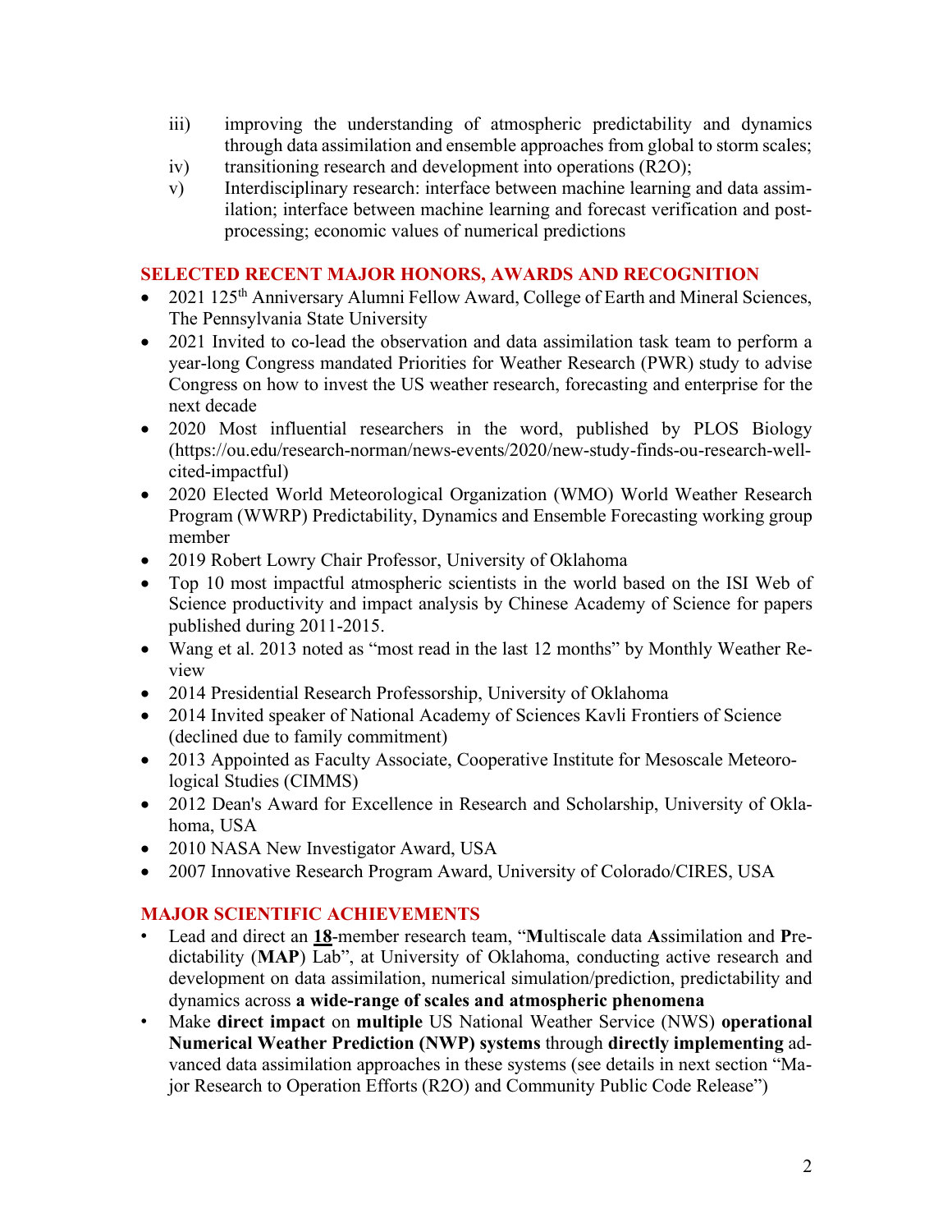iii) improving the understanding of atmospheric predictability and dynamics through data assimilation and ensemble approaches from global to storm scales;

iv) transitioning research and development into operations (R2O);

v) Interdisciplinary research: interface between machine learning and data assimilation; interface between machine learning and forecast verification and post-processing; economic values of numerical predictions

## SELECTED RECENT MAJOR HONORS, AWARDS AND RECOGNITION

- 2021 125th Anniversary Alumni Fellow Award, College of Earth and Mineral Sciences, The Pennsylvania State University
- 2021 Invited to co-lead the observation and data assimilation task team to perform a year-long Congress mandated Priorities for Weather Research (PWR) study to advise Congress on how to invest the US weather research, forecasting and enterprise for the next decade
- 2020 Most influential researchers in the word, published by PLOS Biology (https://ou.edu/research-norman/news-events/2020/new-study-finds-ou-research-well-cited-impactful)
- 2020 Elected World Meteorological Organization (WMO) World Weather Research Program (WWRP) Predictability, Dynamics and Ensemble Forecasting working group member
- 2019 Robert Lowry Chair Professor, University of Oklahoma
- Top 10 most impactful atmospheric scientists in the world based on the ISI Web of Science productivity and impact analysis by Chinese Academy of Science for papers published during 2011-2015.
- Wang et al. 2013 noted as "most read in the last 12 months" by Monthly Weather Review
- 2014 Presidential Research Professorship, University of Oklahoma
- 2014 Invited speaker of National Academy of Sciences Kavli Frontiers of Science (declined due to family commitment)
- 2013 Appointed as Faculty Associate, Cooperative Institute for Mesoscale Meteorological Studies (CIMMS)
- 2012 Dean's Award for Excellence in Research and Scholarship, University of Oklahoma, USA
- 2010 NASA New Investigator Award, USA
- 2007 Innovative Research Program Award, University of Colorado/CIRES, USA

## MAJOR SCIENTIFIC ACHIEVEMENTS

- Lead and direct an **18**-member research team, "**M**ultiscale data **A**ssimilation and **P**redictability (**MAP**) Lab", at University of Oklahoma, conducting active research and development on data assimilation, numerical simulation/prediction, predictability and dynamics across **a wide-range of scales and atmospheric phenomena**
- Make **direct impact** on **multiple** US National Weather Service (NWS) **operational Numerical Weather Prediction (NWP) systems** through **directly implementing** advanced data assimilation approaches in these systems (see details in next section "Major Research to Operation Efforts (R2O) and Community Public Code Release")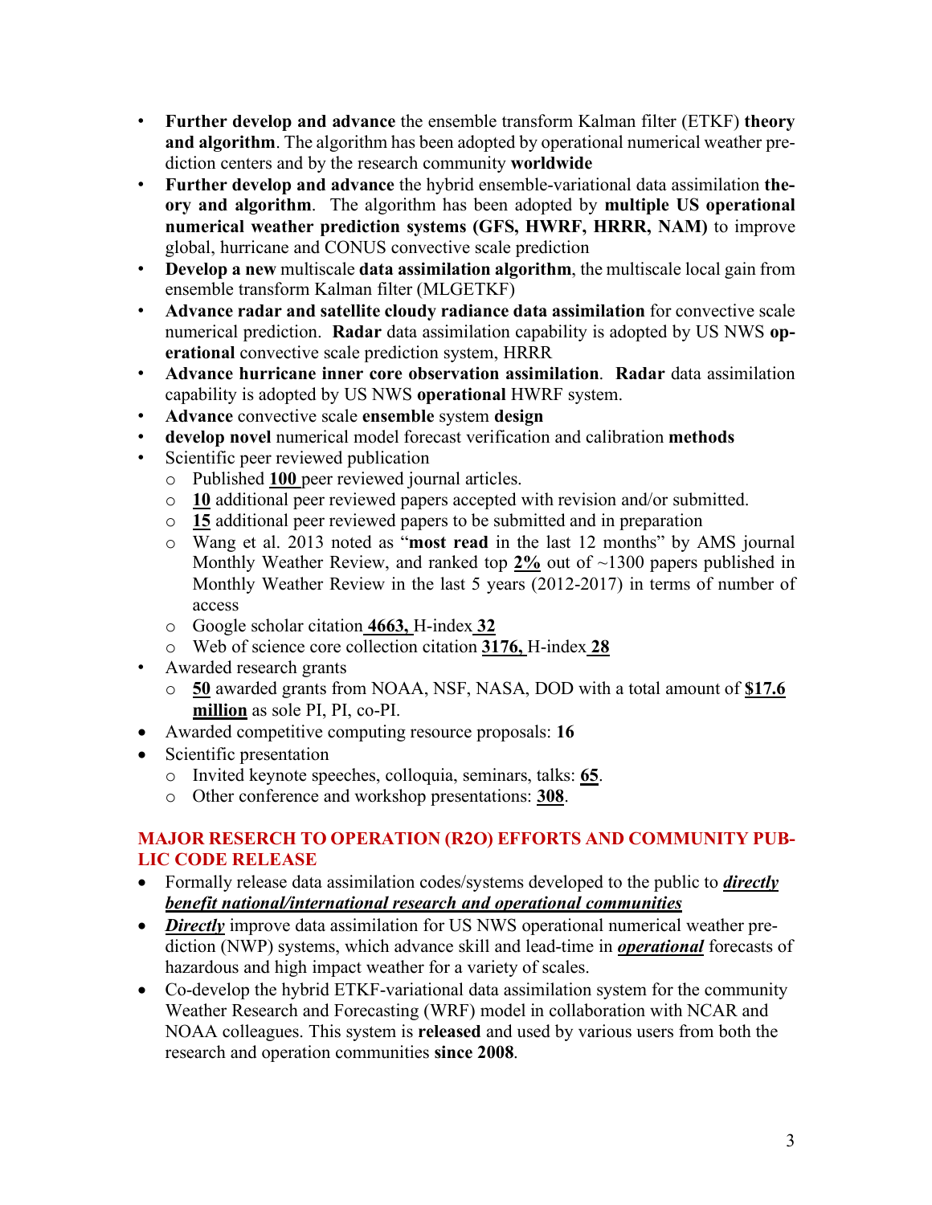- **Further develop and advance** the ensemble transform Kalman filter (ETKF) **theory and algorithm**. The algorithm has been adopted by operational numerical weather prediction centers and by the research community **worldwide**
- **Further develop and advance** the hybrid ensemble-variational data assimilation **theory and algorithm**. The algorithm has been adopted by **multiple US operational numerical weather prediction systems (GFS, HWRF, HRRR, NAM)** to improve global, hurricane and CONUS convective scale prediction
- **Develop a new** multiscale **data assimilation algorithm**, the multiscale local gain from ensemble transform Kalman filter (MLGETKF)
- **Advance radar and satellite cloudy radiance data assimilation** for convective scale numerical prediction. **Radar** data assimilation capability is adopted by US NWS **operational** convective scale prediction system, HRRR
- **Advance hurricane inner core observation assimilation**. **Radar** data assimilation capability is adopted by US NWS **operational** HWRF system.
- **Advance** convective scale **ensemble** system **design**
- **develop novel** numerical model forecast verification and calibration **methods**
- Scientific peer reviewed publication
  - Published **100** peer reviewed journal articles.
  - **10** additional peer reviewed papers accepted with revision and/or submitted.
  - **15** additional peer reviewed papers to be submitted and in preparation
  - Wang et al. 2013 noted as "**most read** in the last 12 months" by AMS journal Monthly Weather Review, and ranked top **2%** out of ~1300 papers published in Monthly Weather Review in the last 5 years (2012-2017) in terms of number of access
  - Google scholar citation **4663,** H-index **32**
  - Web of science core collection citation **3176,** H-index **28**
- Awarded research grants
  - **50** awarded grants from NOAA, NSF, NASA, DOD with a total amount of **$17.6 million** as sole PI, PI, co-PI.
- Awarded competitive computing resource proposals: **16**
- Scientific presentation
  - Invited keynote speeches, colloquia, seminars, talks: **65**.
  - Other conference and workshop presentations: **308**.

## MAJOR RESERCH TO OPERATION (R2O) EFFORTS AND COMMUNITY PUBLIC CODE RELEASE

- Formally release data assimilation codes/systems developed to the public to ***directly benefit national/international research and operational communities***
- ***Directly*** improve data assimilation for US NWS operational numerical weather prediction (NWP) systems, which advance skill and lead-time in ***operational*** forecasts of hazardous and high impact weather for a variety of scales.
- Co-develop the hybrid ETKF-variational data assimilation system for the community Weather Research and Forecasting (WRF) model in collaboration with NCAR and NOAA colleagues. This system is **released** and used by various users from both the research and operation communities **since 2008**.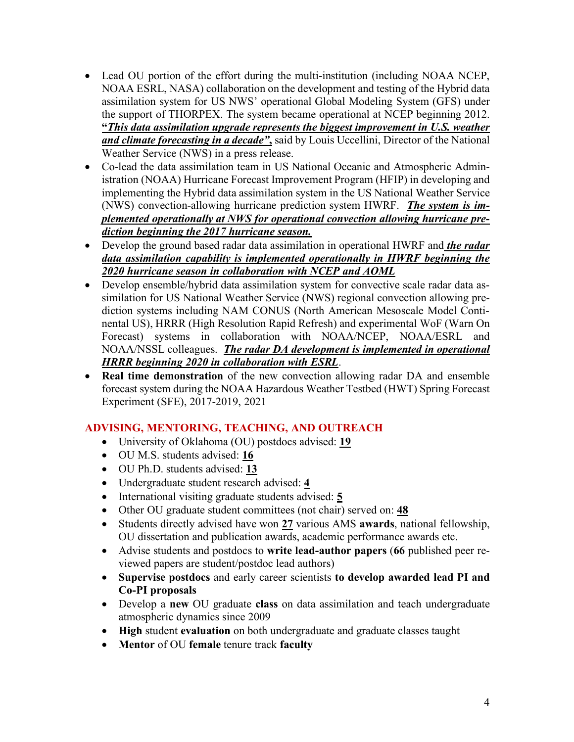- Lead OU portion of the effort during the multi-institution (including NOAA NCEP, NOAA ESRL, NASA) collaboration on the development and testing of the Hybrid data assimilation system for US NWS' operational Global Modeling System (GFS) under the support of THORPEX. The system became operational at NCEP beginning 2012. **"*This data assimilation upgrade represents the biggest improvement in U.S. weather and climate forecasting in a decade"*,** said by Louis Uccellini, Director of the National Weather Service (NWS) in a press release.
- Co-lead the data assimilation team in US National Oceanic and Atmospheric Administration (NOAA) Hurricane Forecast Improvement Program (HFIP) in developing and implementing the Hybrid data assimilation system in the US National Weather Service (NWS) convection-allowing hurricane prediction system HWRF. ***The system is implemented operationally at NWS for operational convection allowing hurricane prediction beginning the 2017 hurricane season.***
- Develop the ground based radar data assimilation in operational HWRF and ***the radar data assimilation capability is implemented operationally in HWRF beginning the 2020 hurricane season in collaboration with NCEP and AOML***
- Develop ensemble/hybrid data assimilation system for convective scale radar data assimilation for US National Weather Service (NWS) regional convection allowing prediction systems including NAM CONUS (North American Mesoscale Model Continental US), HRRR (High Resolution Rapid Refresh) and experimental WoF (Warn On Forecast) systems in collaboration with NOAA/NCEP, NOAA/ESRL and NOAA/NSSL colleagues. ***The radar DA development is implemented in operational HRRR beginning 2020 in collaboration with ESRL***.
- **Real time demonstration** of the new convection allowing radar DA and ensemble forecast system during the NOAA Hazardous Weather Testbed (HWT) Spring Forecast Experiment (SFE), 2017-2019, 2021

## ADVISING, MENTORING, TEACHING, AND OUTREACH

- University of Oklahoma (OU) postdocs advised: **19**
- OU M.S. students advised: **16**
- OU Ph.D. students advised: **13**
- Undergraduate student research advised: **4**
- International visiting graduate students advised: **5**
- Other OU graduate student committees (not chair) served on: **48**
- Students directly advised have won **27** various AMS **awards**, national fellowship, OU dissertation and publication awards, academic performance awards etc.
- Advise students and postdocs to **write lead-author papers** (**66** published peer reviewed papers are student/postdoc lead authors)
- **Supervise postdocs** and early career scientists **to develop awarded lead PI and Co-PI proposals**
- Develop a **new** OU graduate **class** on data assimilation and teach undergraduate atmospheric dynamics since 2009
- **High** student **evaluation** on both undergraduate and graduate classes taught
- **Mentor** of OU **female** tenure track **faculty**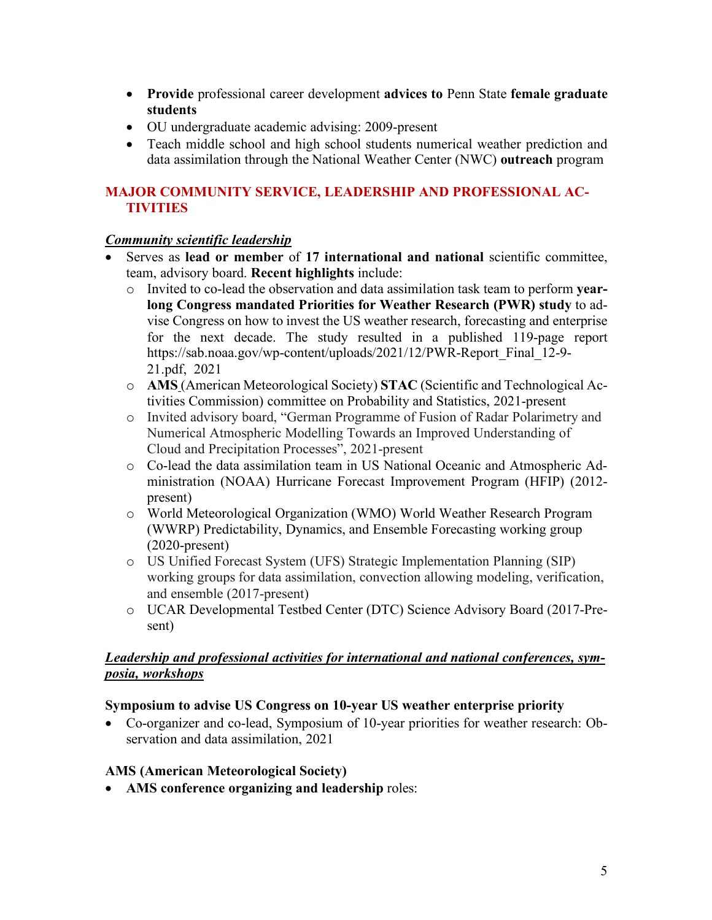- **Provide** professional career development **advices to** Penn State **female graduate students**
- OU undergraduate academic advising: 2009-present
- Teach middle school and high school students numerical weather prediction and data assimilation through the National Weather Center (NWC) **outreach** program

## MAJOR COMMUNITY SERVICE, LEADERSHIP AND PROFESSIONAL ACTIVITIES

***Community scientific leadership***

- Serves as **lead or member** of **17 international and national** scientific committee, team, advisory board. **Recent highlights** include:
  - Invited to co-lead the observation and data assimilation task team to perform **year-long Congress mandated Priorities for Weather Research (PWR) study** to advise Congress on how to invest the US weather research, forecasting and enterprise for the next decade. The study resulted in a published 119-page report https://sab.noaa.gov/wp-content/uploads/2021/12/PWR-Report_Final_12-9-21.pdf, 2021
  - **AMS** (American Meteorological Society) **STAC** (Scientific and Technological Activities Commission) committee on Probability and Statistics, 2021-present
  - Invited advisory board, "German Programme of Fusion of Radar Polarimetry and Numerical Atmospheric Modelling Towards an Improved Understanding of Cloud and Precipitation Processes", 2021-present
  - Co-lead the data assimilation team in US National Oceanic and Atmospheric Administration (NOAA) Hurricane Forecast Improvement Program (HFIP) (2012-present)
  - World Meteorological Organization (WMO) World Weather Research Program (WWRP) Predictability, Dynamics, and Ensemble Forecasting working group (2020-present)
  - US Unified Forecast System (UFS) Strategic Implementation Planning (SIP) working groups for data assimilation, convection allowing modeling, verification, and ensemble (2017-present)
  - UCAR Developmental Testbed Center (DTC) Science Advisory Board (2017-Present)

***Leadership and professional activities for international and national conferences, symposia, workshops***

**Symposium to advise US Congress on 10-year US weather enterprise priority**

- Co-organizer and co-lead, Symposium of 10-year priorities for weather research: Observation and data assimilation, 2021

**AMS (American Meteorological Society)**

- **AMS conference organizing and leadership** roles: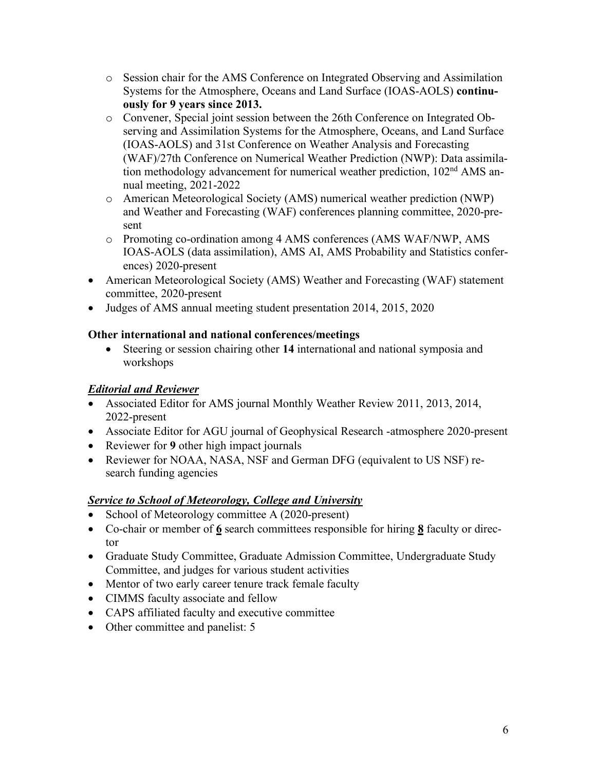- Session chair for the AMS Conference on Integrated Observing and Assimilation Systems for the Atmosphere, Oceans and Land Surface (IOAS-AOLS) **continuously for 9 years since 2013.**
  - Convener, Special joint session between the 26th Conference on Integrated Observing and Assimilation Systems for the Atmosphere, Oceans, and Land Surface (IOAS-AOLS) and 31st Conference on Weather Analysis and Forecasting (WAF)/27th Conference on Numerical Weather Prediction (NWP): Data assimilation methodology advancement for numerical weather prediction, 102nd AMS annual meeting, 2021-2022
  - American Meteorological Society (AMS) numerical weather prediction (NWP) and Weather and Forecasting (WAF) conferences planning committee, 2020-present
  - Promoting co-ordination among 4 AMS conferences (AMS WAF/NWP, AMS IOAS-AOLS (data assimilation), AMS AI, AMS Probability and Statistics conferences) 2020-present
- American Meteorological Society (AMS) Weather and Forecasting (WAF) statement committee, 2020-present
- Judges of AMS annual meeting student presentation 2014, 2015, 2020

**Other international and national conferences/meetings**

- Steering or session chairing other **14** international and national symposia and workshops

***Editorial and Reviewer***

- Associated Editor for AMS journal Monthly Weather Review 2011, 2013, 2014, 2022-present
- Associate Editor for AGU journal of Geophysical Research -atmosphere 2020-present
- Reviewer for **9** other high impact journals
- Reviewer for NOAA, NASA, NSF and German DFG (equivalent to US NSF) research funding agencies

***Service to School of Meteorology, College and University***

- School of Meteorology committee A (2020-present)
- Co-chair or member of **6** search committees responsible for hiring **8** faculty or director
- Graduate Study Committee, Graduate Admission Committee, Undergraduate Study Committee, and judges for various student activities
- Mentor of two early career tenure track female faculty
- CIMMS faculty associate and fellow
- CAPS affiliated faculty and executive committee
- Other committee and panelist: 5